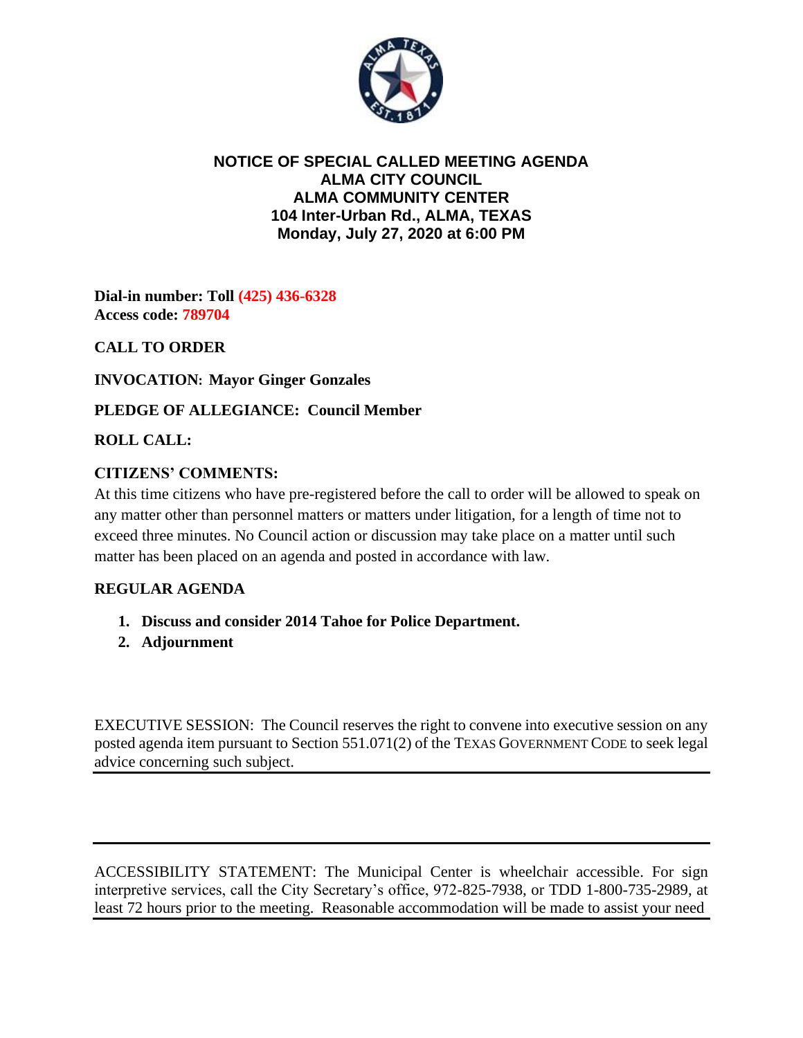# NOTICE OF SPECIAL CALLED MEETING AGENDA
## ALMA CITY COUNCIL
## ALMA COMMUNITY CENTER
## 104 Inter-Urban Rd., ALMA, TEXAS
## Monday, July 27, 2020 at 6:00 PM

**Dial-in number: Toll (425) 436-6328**
**Access code: 789704**

**CALL TO ORDER**

**INVOCATION: Mayor Ginger Gonzales**

**PLEDGE OF ALLEGIANCE: Council Member**

**ROLL CALL:**

**CITIZENS' COMMENTS:**

At this time citizens who have pre-registered before the call to order will be allowed to speak on any matter other than personnel matters or matters under litigation, for a length of time not to exceed three minutes. No Council action or discussion may take place on a matter until such matter has been placed on an agenda and posted in accordance with law.

**REGULAR AGENDA**

1. **Discuss and consider 2014 Tahoe for Police Department.**
2. **Adjournment**

EXECUTIVE SESSION: The Council reserves the right to convene into executive session on any posted agenda item pursuant to Section 551.071(2) of the TEXAS GOVERNMENT CODE to seek legal advice concerning such subject.

---

ACCESSIBILITY STATEMENT: The Municipal Center is wheelchair accessible. For sign interpretive services, call the City Secretary's office, 972-825-7938, or TDD 1-800-735-2989, at least 72 hours prior to the meeting. Reasonable accommodation will be made to assist your need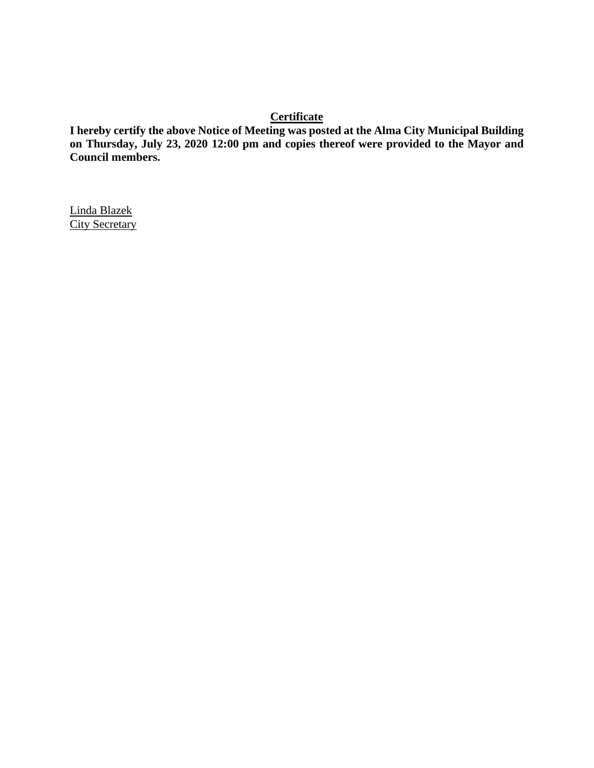**Certificate**

**I hereby certify the above Notice of Meeting was posted at the Alma City Municipal Building on Thursday, July 23, 2020 12:00 pm and copies thereof were provided to the Mayor and Council members.**

Linda Blazek
City Secretary